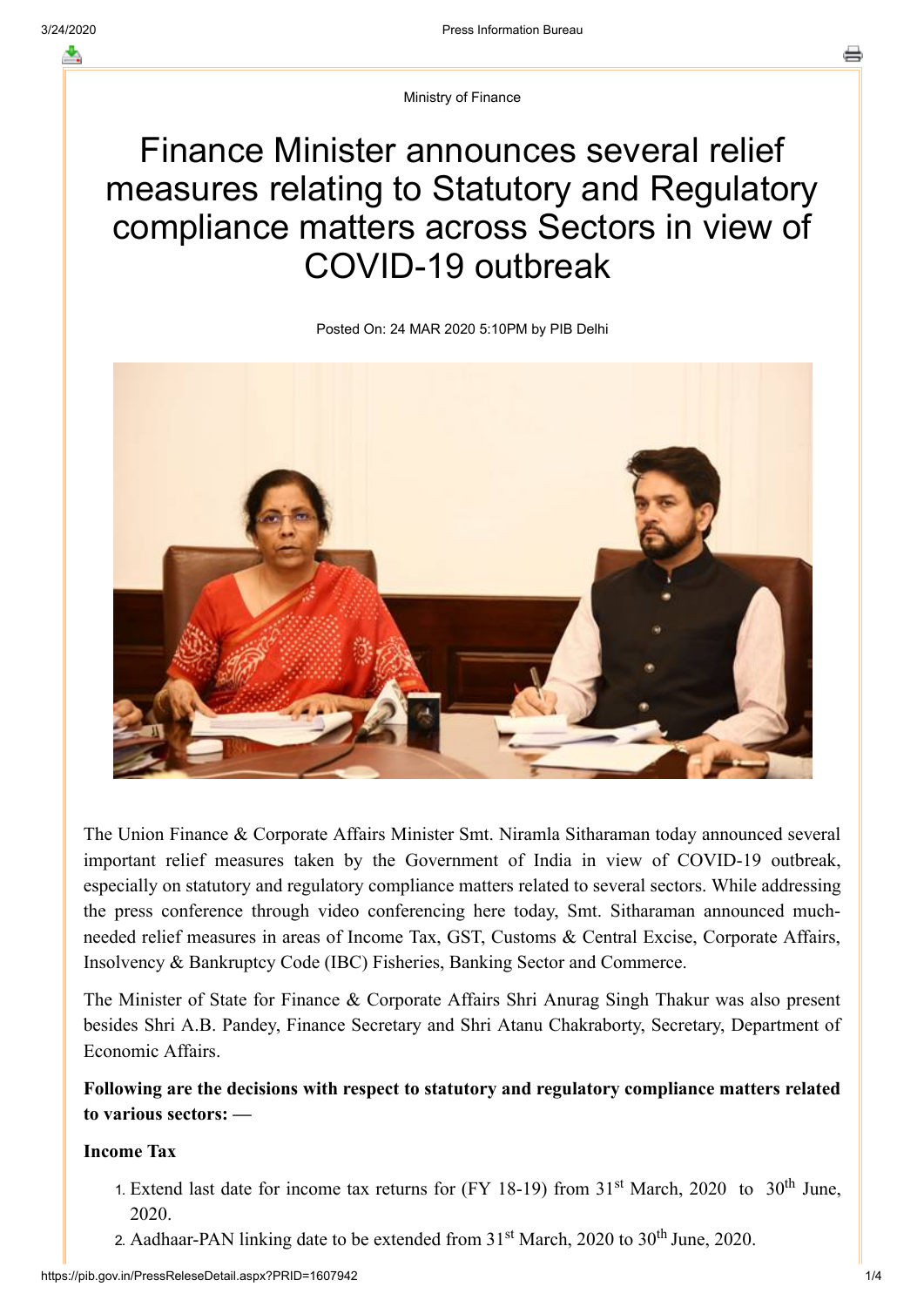Ministry of Finance

# Finance Minister announces several relief measures relating to Statutory and Regulatory compliance matters across Sectors in view of COVID-19 outbreak

Posted On: 24 MAR 2020 5:10PM by PIB Delhi

The Union Finance & Corporate Affairs Minister Smt. Niramla Sitharaman today announced several important relief measures taken by the Government of India in view of COVID-19 outbreak, especially on statutory and regulatory compliance matters related to several sectors. While addressing the press conference through video conferencing here today, Smt. Sitharaman announced much-needed relief measures in areas of Income Tax, GST, Customs & Central Excise, Corporate Affairs, Insolvency & Bankruptcy Code (IBC) Fisheries, Banking Sector and Commerce.

The Minister of State for Finance & Corporate Affairs Shri Anurag Singh Thakur was also present besides Shri A.B. Pandey, Finance Secretary and Shri Atanu Chakraborty, Secretary, Department of Economic Affairs.

**Following are the decisions with respect to statutory and regulatory compliance matters related to various sectors: —**

**Income Tax**

1. Extend last date for income tax returns for (FY 18-19) from 31st March, 2020 to 30th June, 2020.
2. Aadhaar-PAN linking date to be extended from 31st March, 2020 to 30th June, 2020.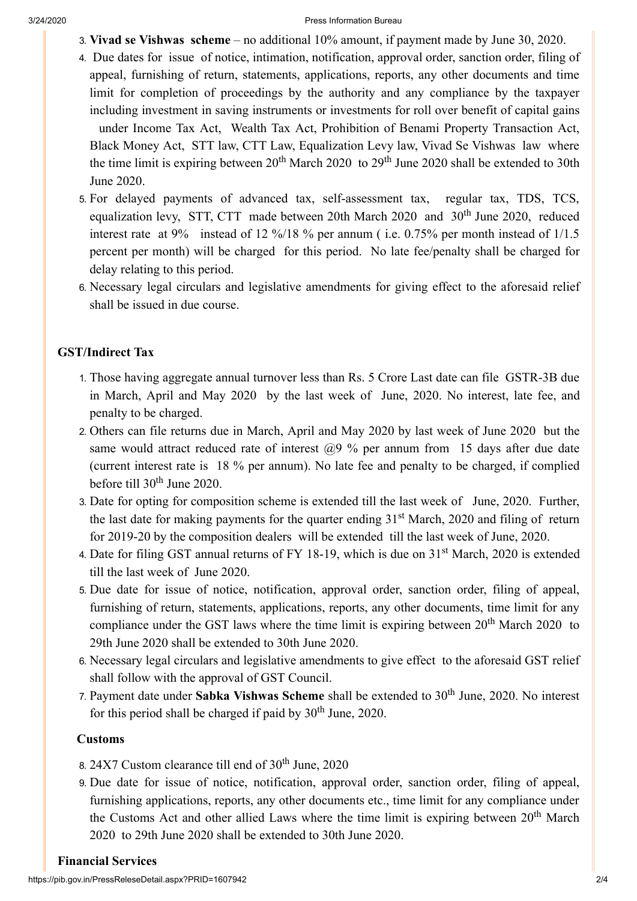3. **Vivad se Vishwas scheme** – no additional 10% amount, if payment made by June 30, 2020.
4. Due dates for issue of notice, intimation, notification, approval order, sanction order, filing of appeal, furnishing of return, statements, applications, reports, any other documents and time limit for completion of proceedings by the authority and any compliance by the taxpayer including investment in saving instruments or investments for roll over benefit of capital gains under Income Tax Act, Wealth Tax Act, Prohibition of Benami Property Transaction Act, Black Money Act, STT law, CTT Law, Equalization Levy law, Vivad Se Vishwas law where the time limit is expiring between 20th March 2020 to 29th June 2020 shall be extended to 30th June 2020.
5. For delayed payments of advanced tax, self-assessment tax, regular tax, TDS, TCS, equalization levy, STT, CTT made between 20th March 2020 and 30th June 2020, reduced interest rate at 9% instead of 12 %/18 % per annum ( i.e. 0.75% per month instead of 1/1.5 percent per month) will be charged for this period. No late fee/penalty shall be charged for delay relating to this period.
6. Necessary legal circulars and legislative amendments for giving effect to the aforesaid relief shall be issued in due course.

**GST/Indirect Tax**

1. Those having aggregate annual turnover less than Rs. 5 Crore Last date can file GSTR-3B due in March, April and May 2020 by the last week of June, 2020. No interest, late fee, and penalty to be charged.
2. Others can file returns due in March, April and May 2020 by last week of June 2020 but the same would attract reduced rate of interest @9 % per annum from 15 days after due date (current interest rate is 18 % per annum). No late fee and penalty to be charged, if complied before till 30th June 2020.
3. Date for opting for composition scheme is extended till the last week of June, 2020. Further, the last date for making payments for the quarter ending 31st March, 2020 and filing of return for 2019-20 by the composition dealers will be extended till the last week of June, 2020.
4. Date for filing GST annual returns of FY 18-19, which is due on 31st March, 2020 is extended till the last week of June 2020.
5. Due date for issue of notice, notification, approval order, sanction order, filing of appeal, furnishing of return, statements, applications, reports, any other documents, time limit for any compliance under the GST laws where the time limit is expiring between 20th March 2020 to 29th June 2020 shall be extended to 30th June 2020.
6. Necessary legal circulars and legislative amendments to give effect to the aforesaid GST relief shall follow with the approval of GST Council.
7. Payment date under **Sabka Vishwas Scheme** shall be extended to 30th June, 2020. No interest for this period shall be charged if paid by 30th June, 2020.

**Customs**

8. 24X7 Custom clearance till end of 30th June, 2020
9. Due date for issue of notice, notification, approval order, sanction order, filing of appeal, furnishing applications, reports, any other documents etc., time limit for any compliance under the Customs Act and other allied Laws where the time limit is expiring between 20th March 2020 to 29th June 2020 shall be extended to 30th June 2020.

**Financial Services**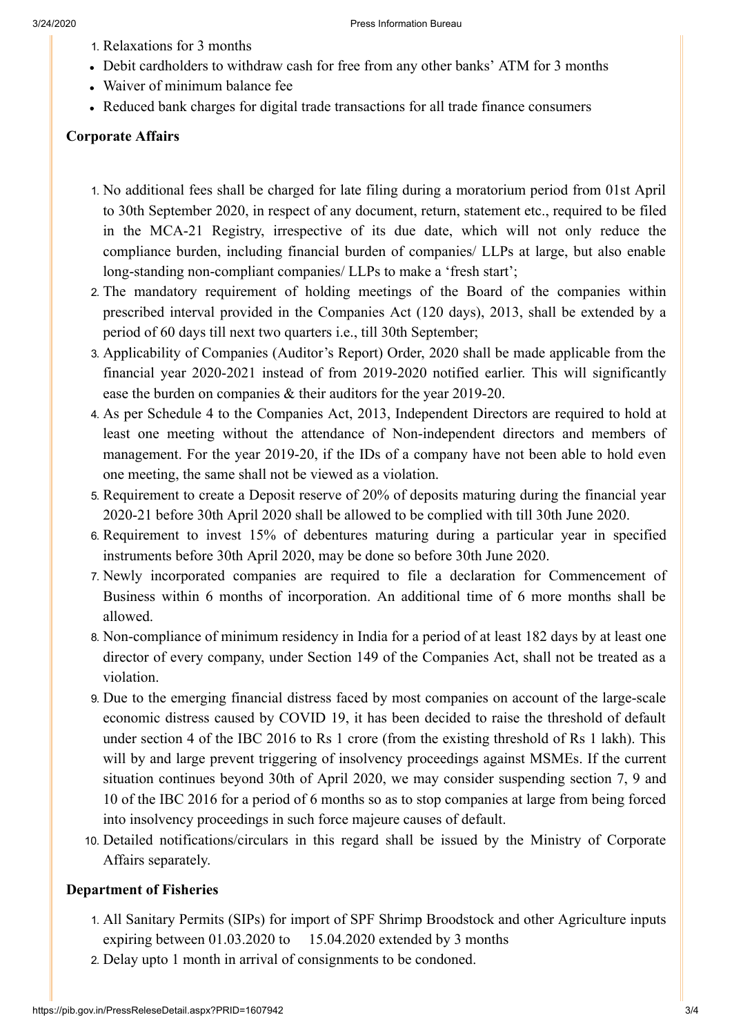1. Relaxations for 3 months

- Debit cardholders to withdraw cash for free from any other banks' ATM for 3 months
- Waiver of minimum balance fee
- Reduced bank charges for digital trade transactions for all trade finance consumers

**Corporate Affairs**

1. No additional fees shall be charged for late filing during a moratorium period from 01st April to 30th September 2020, in respect of any document, return, statement etc., required to be filed in the MCA-21 Registry, irrespective of its due date, which will not only reduce the compliance burden, including financial burden of companies/ LLPs at large, but also enable long-standing non-compliant companies/ LLPs to make a 'fresh start';
2. The mandatory requirement of holding meetings of the Board of the companies within prescribed interval provided in the Companies Act (120 days), 2013, shall be extended by a period of 60 days till next two quarters i.e., till 30th September;
3. Applicability of Companies (Auditor's Report) Order, 2020 shall be made applicable from the financial year 2020-2021 instead of from 2019-2020 notified earlier. This will significantly ease the burden on companies & their auditors for the year 2019-20.
4. As per Schedule 4 to the Companies Act, 2013, Independent Directors are required to hold at least one meeting without the attendance of Non-independent directors and members of management. For the year 2019-20, if the IDs of a company have not been able to hold even one meeting, the same shall not be viewed as a violation.
5. Requirement to create a Deposit reserve of 20% of deposits maturing during the financial year 2020-21 before 30th April 2020 shall be allowed to be complied with till 30th June 2020.
6. Requirement to invest 15% of debentures maturing during a particular year in specified instruments before 30th April 2020, may be done so before 30th June 2020.
7. Newly incorporated companies are required to file a declaration for Commencement of Business within 6 months of incorporation. An additional time of 6 more months shall be allowed.
8. Non-compliance of minimum residency in India for a period of at least 182 days by at least one director of every company, under Section 149 of the Companies Act, shall not be treated as a violation.
9. Due to the emerging financial distress faced by most companies on account of the large-scale economic distress caused by COVID 19, it has been decided to raise the threshold of default under section 4 of the IBC 2016 to Rs 1 crore (from the existing threshold of Rs 1 lakh). This will by and large prevent triggering of insolvency proceedings against MSMEs. If the current situation continues beyond 30th of April 2020, we may consider suspending section 7, 9 and 10 of the IBC 2016 for a period of 6 months so as to stop companies at large from being forced into insolvency proceedings in such force majeure causes of default.
10. Detailed notifications/circulars in this regard shall be issued by the Ministry of Corporate Affairs separately.

**Department of Fisheries**

1. All Sanitary Permits (SIPs) for import of SPF Shrimp Broodstock and other Agriculture inputs expiring between 01.03.2020 to 15.04.2020 extended by 3 months
2. Delay upto 1 month in arrival of consignments to be condoned.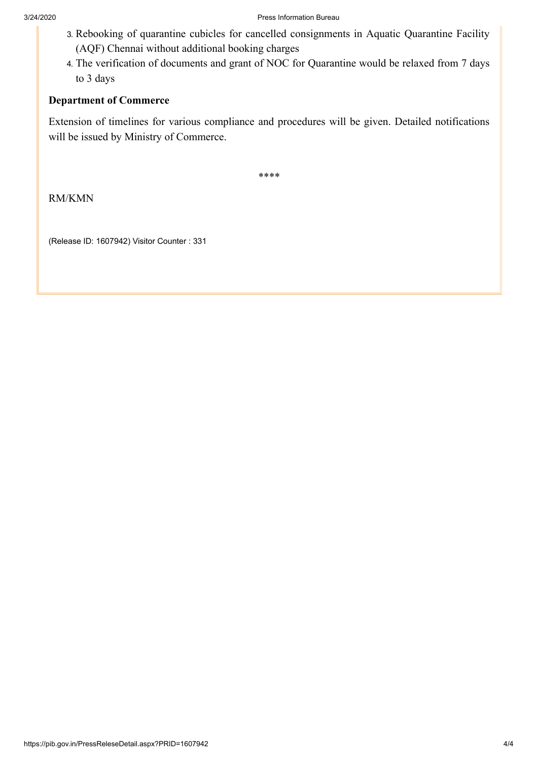3. Rebooking of quarantine cubicles for cancelled consignments in Aquatic Quarantine Facility (AQF) Chennai without additional booking charges
4. The verification of documents and grant of NOC for Quarantine would be relaxed from 7 days to 3 days

**Department of Commerce**

Extension of timelines for various compliance and procedures will be given. Detailed notifications will be issued by Ministry of Commerce.

****

RM/KMN

(Release ID: 1607942) Visitor Counter : 331